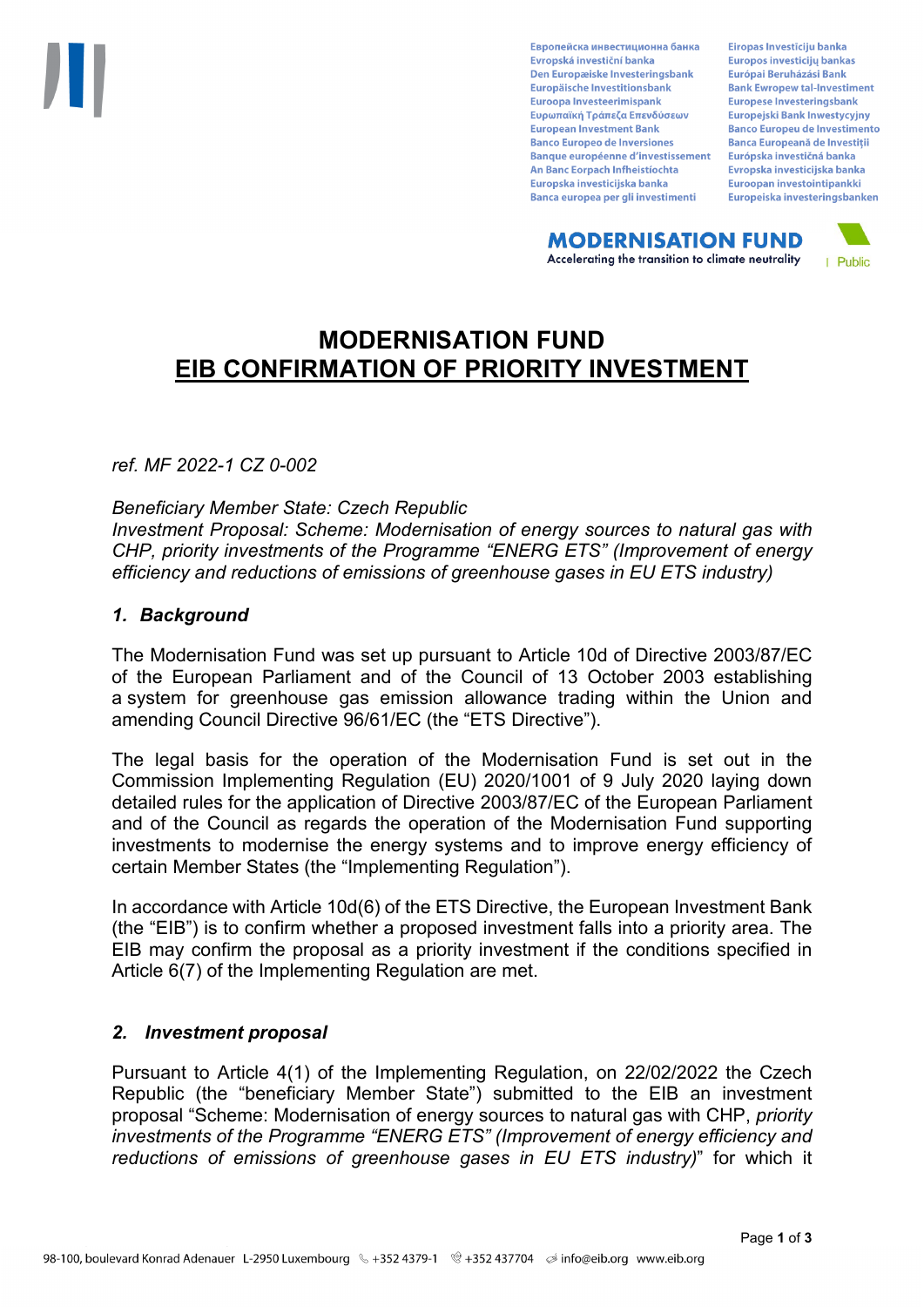# MODERNISATION FUND
# EIB CONFIRMATION OF PRIORITY INVESTMENT

*ref. MF 2022-1 CZ 0-002*

*Beneficiary Member State: Czech Republic*
*Investment Proposal: Scheme: Modernisation of energy sources to natural gas with CHP, priority investments of the Programme "ENERG ETS" (Improvement of energy efficiency and reductions of emissions of greenhouse gases in EU ETS industry)*

## *1. Background*

The Modernisation Fund was set up pursuant to Article 10d of Directive 2003/87/EC of the European Parliament and of the Council of 13 October 2003 establishing a system for greenhouse gas emission allowance trading within the Union and amending Council Directive 96/61/EC (the "ETS Directive").

The legal basis for the operation of the Modernisation Fund is set out in the Commission Implementing Regulation (EU) 2020/1001 of 9 July 2020 laying down detailed rules for the application of Directive 2003/87/EC of the European Parliament and of the Council as regards the operation of the Modernisation Fund supporting investments to modernise the energy systems and to improve energy efficiency of certain Member States (the "Implementing Regulation").

In accordance with Article 10d(6) of the ETS Directive, the European Investment Bank (the "EIB") is to confirm whether a proposed investment falls into a priority area. The EIB may confirm the proposal as a priority investment if the conditions specified in Article 6(7) of the Implementing Regulation are met.

## *2. Investment proposal*

Pursuant to Article 4(1) of the Implementing Regulation, on 22/02/2022 the Czech Republic (the "beneficiary Member State") submitted to the EIB an investment proposal "Scheme: Modernisation of energy sources to natural gas with CHP, *priority investments of the Programme "ENERG ETS" (Improvement of energy efficiency and reductions of emissions of greenhouse gases in EU ETS industry)*" for which it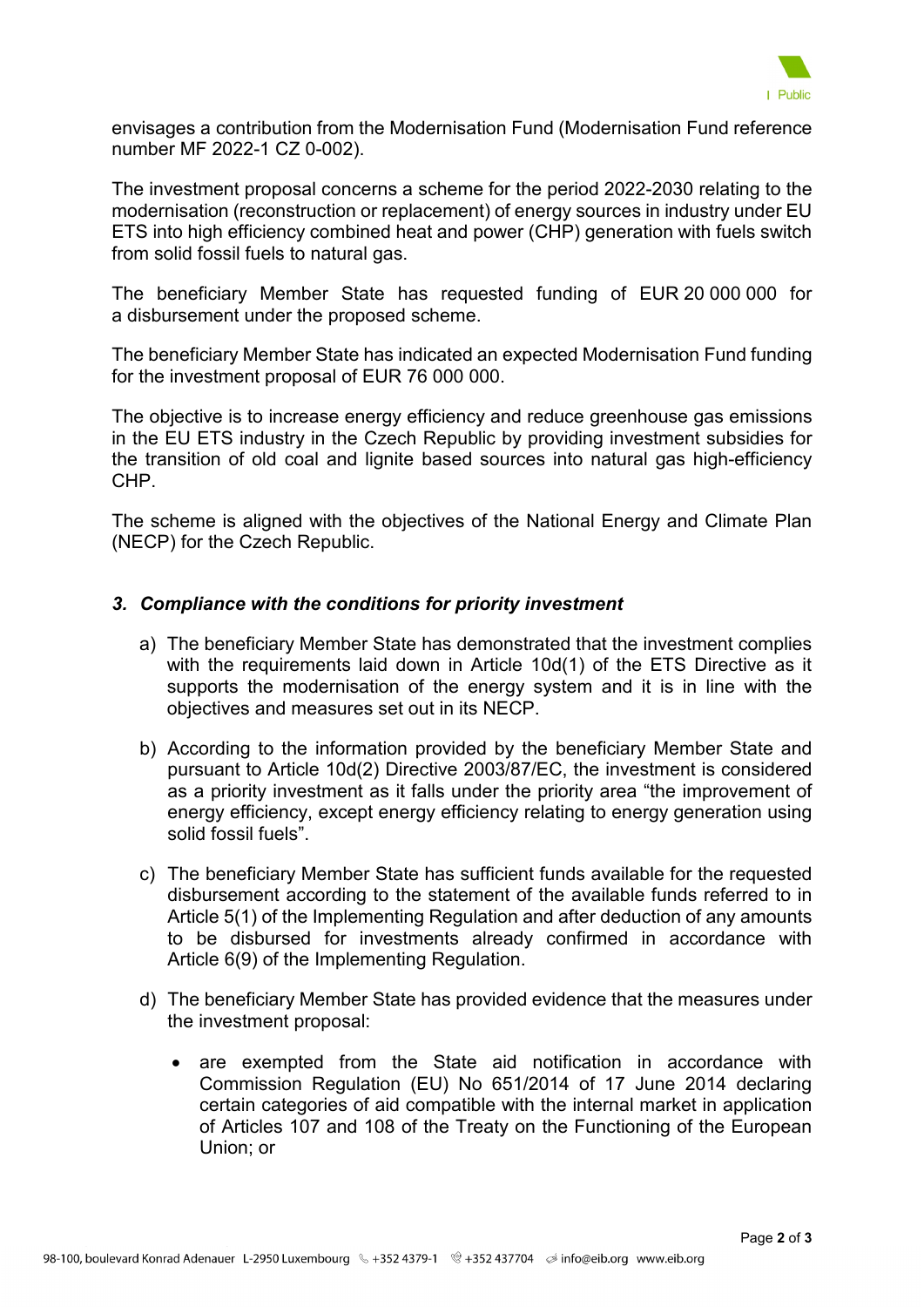envisages a contribution from the Modernisation Fund (Modernisation Fund reference number MF 2022-1 CZ 0-002).

The investment proposal concerns a scheme for the period 2022-2030 relating to the modernisation (reconstruction or replacement) of energy sources in industry under EU ETS into high efficiency combined heat and power (CHP) generation with fuels switch from solid fossil fuels to natural gas.

The beneficiary Member State has requested funding of EUR 20 000 000 for a disbursement under the proposed scheme.

The beneficiary Member State has indicated an expected Modernisation Fund funding for the investment proposal of EUR 76 000 000.

The objective is to increase energy efficiency and reduce greenhouse gas emissions in the EU ETS industry in the Czech Republic by providing investment subsidies for the transition of old coal and lignite based sources into natural gas high-efficiency CHP.

The scheme is aligned with the objectives of the National Energy and Climate Plan (NECP) for the Czech Republic.

### *3. Compliance with the conditions for priority investment*

a) The beneficiary Member State has demonstrated that the investment complies with the requirements laid down in Article 10d(1) of the ETS Directive as it supports the modernisation of the energy system and it is in line with the objectives and measures set out in its NECP.

b) According to the information provided by the beneficiary Member State and pursuant to Article 10d(2) Directive 2003/87/EC, the investment is considered as a priority investment as it falls under the priority area "the improvement of energy efficiency, except energy efficiency relating to energy generation using solid fossil fuels".

c) The beneficiary Member State has sufficient funds available for the requested disbursement according to the statement of the available funds referred to in Article 5(1) of the Implementing Regulation and after deduction of any amounts to be disbursed for investments already confirmed in accordance with Article 6(9) of the Implementing Regulation.

d) The beneficiary Member State has provided evidence that the measures under the investment proposal:

   - are exempted from the State aid notification in accordance with Commission Regulation (EU) No 651/2014 of 17 June 2014 declaring certain categories of aid compatible with the internal market in application of Articles 107 and 108 of the Treaty on the Functioning of the European Union; or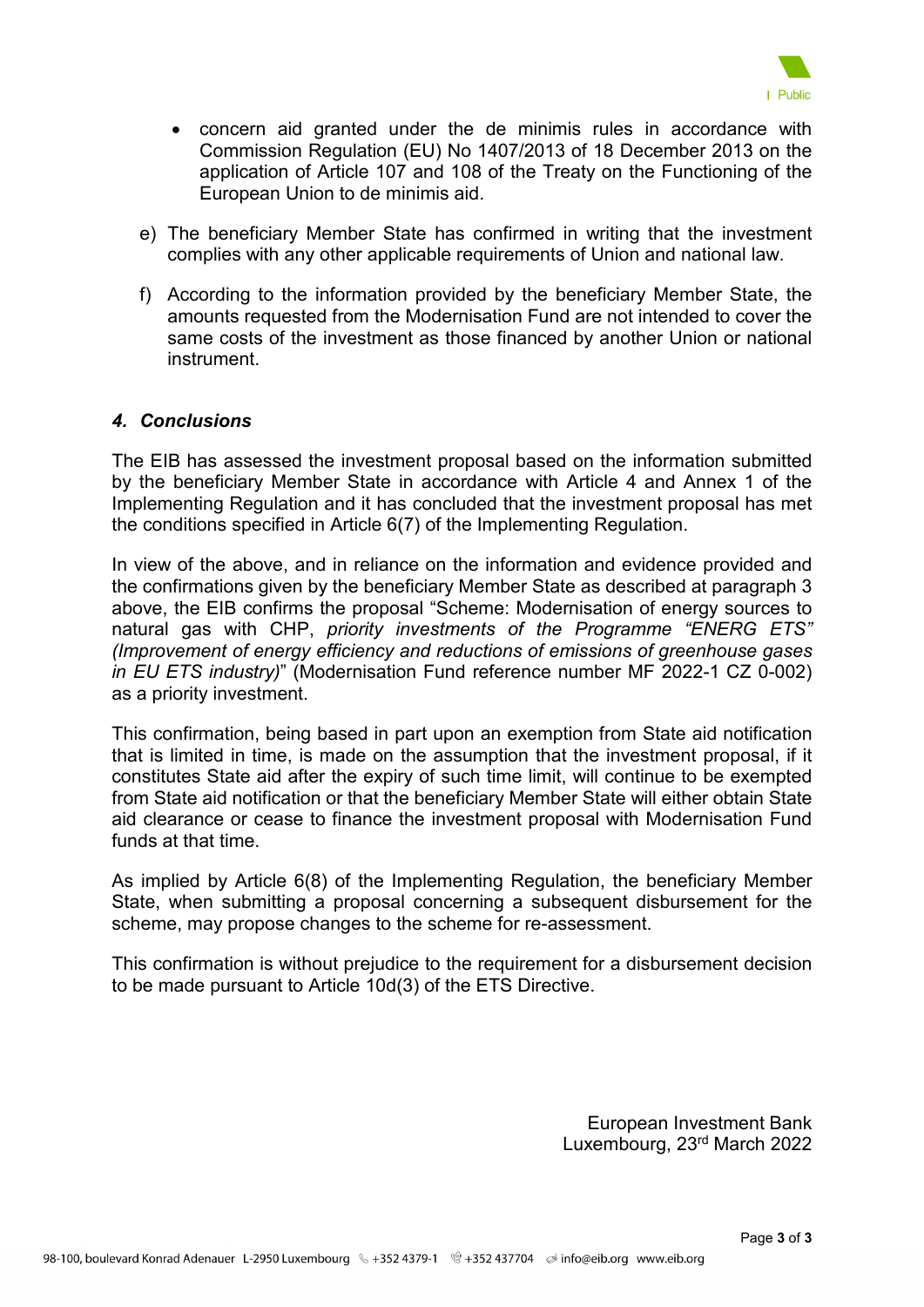- concern aid granted under the de minimis rules in accordance with Commission Regulation (EU) No 1407/2013 of 18 December 2013 on the application of Article 107 and 108 of the Treaty on the Functioning of the European Union to de minimis aid.

e) The beneficiary Member State has confirmed in writing that the investment complies with any other applicable requirements of Union and national law.

f) According to the information provided by the beneficiary Member State, the amounts requested from the Modernisation Fund are not intended to cover the same costs of the investment as those financed by another Union or national instrument.

### *4. Conclusions*

The EIB has assessed the investment proposal based on the information submitted by the beneficiary Member State in accordance with Article 4 and Annex 1 of the Implementing Regulation and it has concluded that the investment proposal has met the conditions specified in Article 6(7) of the Implementing Regulation.

In view of the above, and in reliance on the information and evidence provided and the confirmations given by the beneficiary Member State as described at paragraph 3 above, the EIB confirms the proposal "Scheme: Modernisation of energy sources to natural gas with CHP, *priority investments of the Programme "ENERG ETS" (Improvement of energy efficiency and reductions of emissions of greenhouse gases in EU ETS industry)*" (Modernisation Fund reference number MF 2022-1 CZ 0-002) as a priority investment.

This confirmation, being based in part upon an exemption from State aid notification that is limited in time, is made on the assumption that the investment proposal, if it constitutes State aid after the expiry of such time limit, will continue to be exempted from State aid notification or that the beneficiary Member State will either obtain State aid clearance or cease to finance the investment proposal with Modernisation Fund funds at that time.

As implied by Article 6(8) of the Implementing Regulation, the beneficiary Member State, when submitting a proposal concerning a subsequent disbursement for the scheme, may propose changes to the scheme for re-assessment.

This confirmation is without prejudice to the requirement for a disbursement decision to be made pursuant to Article 10d(3) of the ETS Directive.

European Investment Bank
Luxembourg, 23rd March 2022